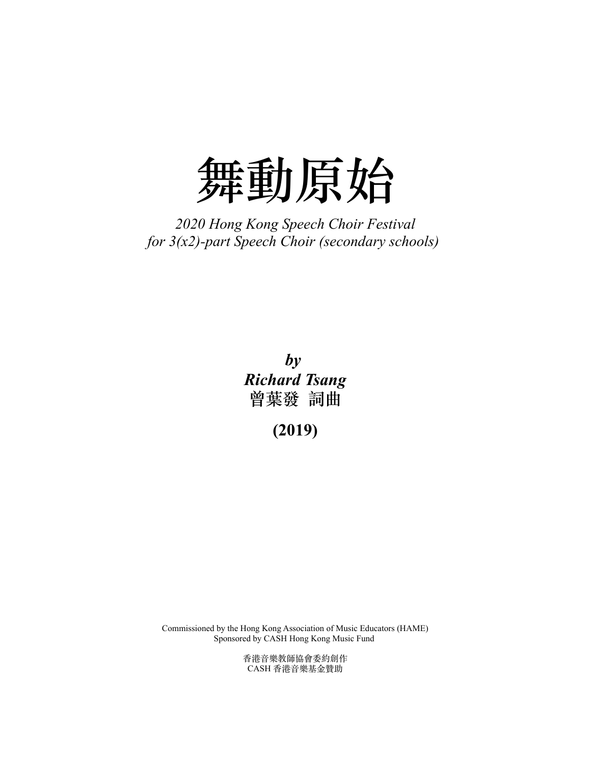# 舞動原始

*2020 Hong Kong Speech Choir Festival*
*for 3(x2)-part Speech Choir (secondary schools)*

***by***
***Richard Tsang***
**曾葉發 詞曲**

**(2019)**

Commissioned by the Hong Kong Association of Music Educators (HAME)
Sponsored by CASH Hong Kong Music Fund

香港音樂教師協會委約創作
CASH 香港音樂基金贊助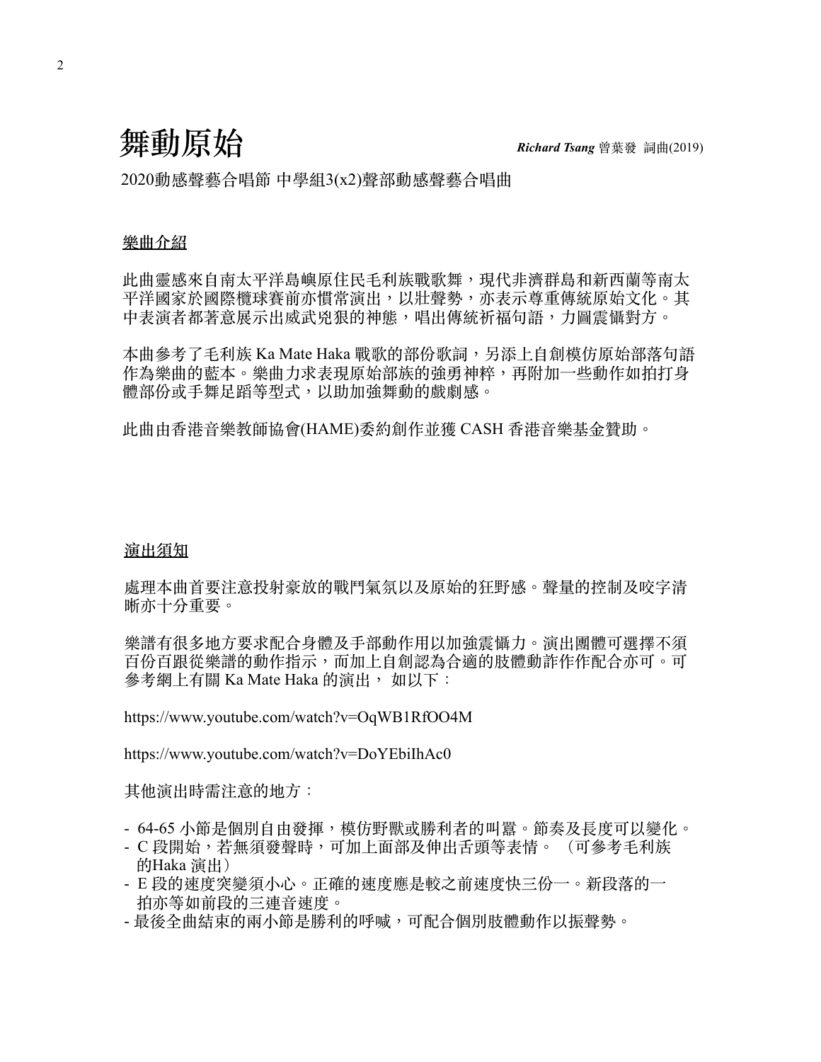# 舞動原始

***Richard Tsang*** 曾葉發 詞曲(2019)

2020動感聲藝合唱節 中學組3(x2)聲部動感聲藝合唱曲

## 樂曲介紹

此曲靈感來自南太平洋島嶼原住民毛利族戰歌舞，現代非濟群島和新西蘭等南太平洋國家於國際欖球賽前亦慣常演出，以壯聲勢，亦表示尊重傳統原始文化。其中表演者都著意展示出威武兇狠的神態，唱出傳統祈福句語，力圖震懾對方。

本曲參考了毛利族 Ka Mate Haka 戰歌的部份歌詞，另添上自創模仿原始部落句語作為樂曲的藍本。樂曲力求表現原始部族的強勇神粹，再附加一些動作如拍打身體部份或手舞足蹈等型式，以助加強舞動的戲劇感。

此曲由香港音樂教師協會(HAME)委約創作並獲 CASH 香港音樂基金贊助。

## 演出須知

處理本曲首要注意投射豪放的戰鬥氣氛以及原始的狂野感。聲量的控制及咬字清晰亦十分重要。

樂譜有很多地方要求配合身體及手部動作用以加強震懾力。演出團體可選擇不須百份百跟從樂譜的動作指示，而加上自創認為合適的肢體動詐作作配合亦可。可參考網上有關 Ka Mate Haka 的演出， 如以下：

https://www.youtube.com/watch?v=OqWB1RfOO4M

https://www.youtube.com/watch?v=DoYEbiIhAc0

其他演出時需注意的地方：

- 64-65 小節是個別自由發揮，模仿野獸或勝利者的叫囂。節奏及長度可以變化。
- C 段開始，若無須發聲時，可加上面部及伸出舌頭等表情。 （可參考毛利族的Haka 演出）
- E 段的速度突變須小心。正確的速度應是較之前速度快三份一。新段落的一拍亦等如前段的三連音速度。
- 最後全曲結束的兩小節是勝利的呼喊，可配合個別肢體動作以振聲勢。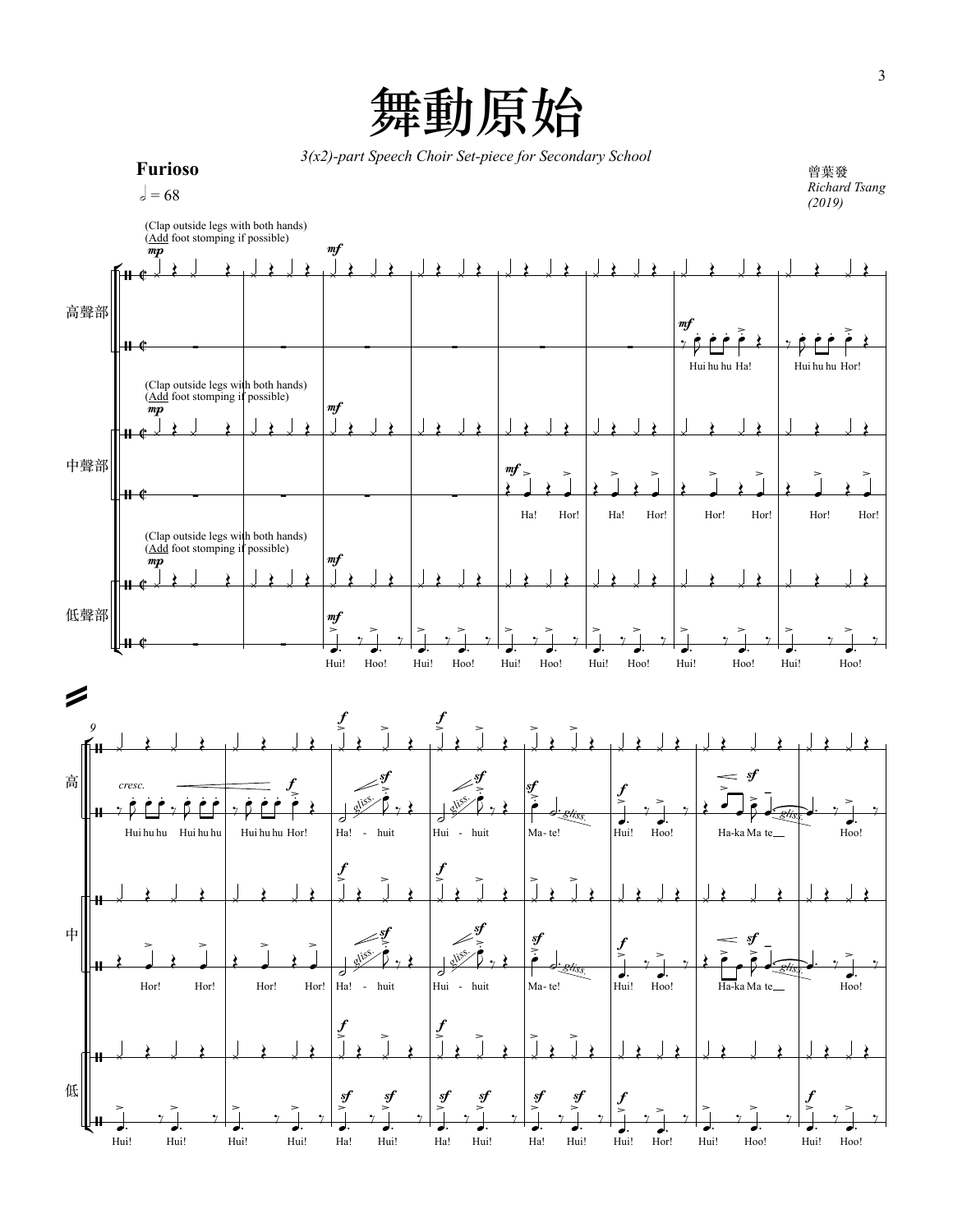# 舞動原始

*3(x2)-part Speech Choir Set-piece for Secondary School*

曾葉發
*Richard Tsang*
*(2019)*

**Furioso**

𝅗𝅥 = 68

(Clap outside legs with both hands)
(Add foot stomping if possible)

高聲部

中聲部

低聲部

mp mf

Hui hu hu Ha! Hui hu hu Hor!

Ha! Hor! Ha! Hor! Hor! Hor! Hor! Hor!

Hui! Hoo! Hui! Hoo! Hui! Hoo! Hui! Hoo! Hui! Hoo! Hui! Hoo!

9

高

中

低

cresc. f sf gliss.

Hui hu hu Hui hu hu Hui hu hu Hor! Ha! - huit Hui - huit Ma- te! Hui! Hoo! Ha-ka Ma te\_\_ Hoo!

Hor! Hor! Hor! Hor! Ha! - huit Hui - huit Ma- te! Hui! Hoo! Ha-ka Ma te\_\_ Hoo!

Hui! Hui! Hui! Hui! Ha! Hui! Ha! Hui! Ha! Hui! Hui! Hor! Hui! Hoo! Hui! Hoo!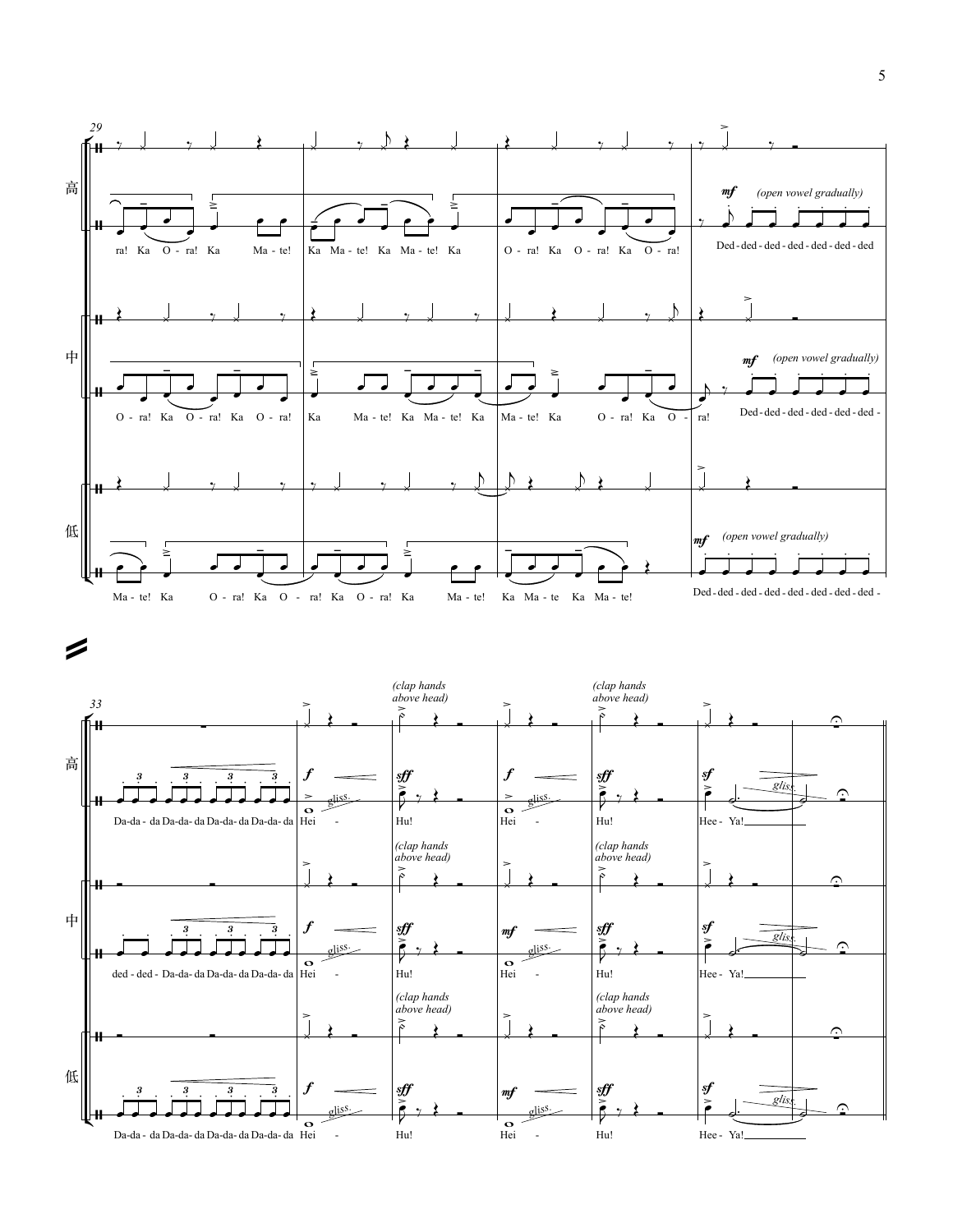29

高

ra! Ka O - ra! Ka Ma - te! Ka Ma - te! Ka Ma - te! Ka O - ra! Ka O - ra! Ka O - ra!

*mf* *(open vowel gradually)*

Ded - ded - ded - ded - ded - ded - ded - ded

中

O - ra! Ka O - ra! Ka O - ra! Ka Ma - te! Ka Ma - te! Ka Ma - te! Ka O - ra! Ka O - ra!

*mf* *(open vowel gradually)*

Ded - ded - ded - ded - ded - ded - ded -

低

Ma - te! Ka O - ra! Ka O - ra! Ka O - ra! Ka Ma - te! Ka Ma - te Ka Ma - te!

*mf* *(open vowel gradually)*

Ded - ded - ded - ded - ded - ded - ded - ded -

33

高

Da-da - da Da-da- da Da-da- da Da-da- da

*f* Hei - *gliss.*

*(clap hands above head)*

*sff* Hu!

*f* Hei - *gliss.*

*(clap hands above head)*

*sff* Hu!

*sf* Hee - Ya! *gliss.*

中

ded - ded - Da-da- da Da-da- da Da-da- da

*f* Hei - *gliss.*

*(clap hands above head)*

*sff* Hu!

*mf* Hei - *gliss.*

*(clap hands above head)*

*sff* Hu!

*sf* Hee - Ya! *gliss.*

低

Da-da - da Da-da- da Da-da- da Da-da- da

*f* Hei - *gliss.*

*(clap hands above head)*

*sff* Hu!

*mf* Hei - *gliss.*

*(clap hands above head)*

*sff* Hu!

*sf* Hee - Ya! *gliss.*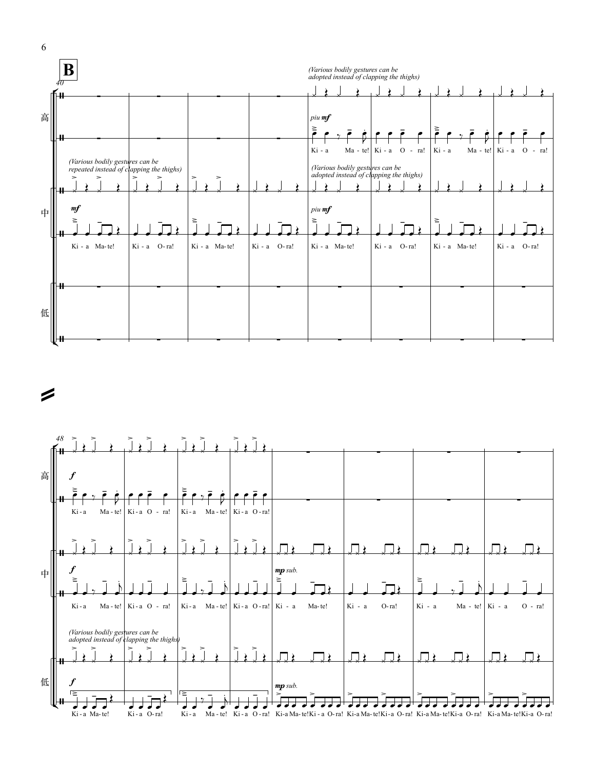**B**

(Various bodily gestures can be adopted instead of clapping the thighs)

(Various bodily gestures can be repeated instead of clapping the thighs)

高

*piu mf*

Ki - a Ma - te! Ki - a O - ra! Ki - a Ma - te! Ki - a O - ra!

中

*mf*

Ki - a Ma-te! Ki - a O-ra! Ki - a Ma-te! Ki - a O-ra!

*piu mf*

Ki - a Ma-te! Ki - a O-ra! Ki - a Ma-te! Ki - a O-ra!

低

高

*f*

Ki-a Ma-te! Ki-a O - ra! Ki-a Ma-te! Ki-a O-ra!

中

*f*

Ki-a Ma-te! Ki-a O - ra! Ki-a Ma-te! Ki-a O-ra!

*mp sub.*

Ki - a Ma-te! Ki - a O-ra! Ki - a Ma - te! Ki - a O - ra!

(Various bodily gestures can be adopted instead of clapping the thighs)

低

*f*

Ki - a Ma-te! Ki - a O-ra! Ki-a Ma - te! Ki-a O - ra!

*mp sub.*

Ki-a Ma-te! Ki - a O-ra! Ki-a Ma-te! Ki-a O-ra! Ki-a Ma-te! Ki-a O-ra! Ki-a Ma-te! Ki-a O-ra!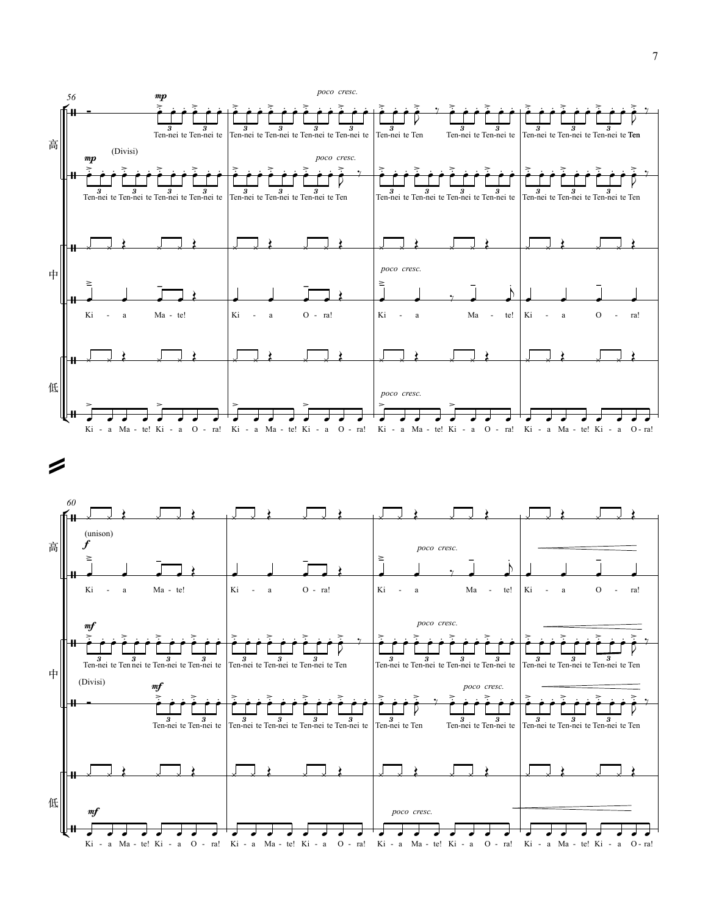56

高

*mp*

Ten-nei te Ten-nei te | Ten-nei te Ten-nei te Ten-nei te Ten-nei te | Ten-nei te Ten Ten-nei te Ten-nei te | Ten-nei te Ten-nei te Ten-nei te **Ten**

*poco cresc.*

(Divisi)

*mp*

Ten-nei te Ten-nei te Ten-nei te Ten-nei te | Ten-nei te Ten-nei te Ten-nei te Ten | Ten-nei te Ten-nei te Ten-nei te Ten-nei te | Ten-nei te Ten-nei te Ten-nei te Ten

*poco cresc.*

中

Ki - a Ma - te! | Ki - a O - ra! | Ki - a Ma - te! | Ki - a O - ra!

*poco cresc.*

低

Ki - a Ma - te! Ki - a O - ra! | Ki - a Ma - te! Ki - a O - ra! | Ki - a Ma - te! Ki - a O - ra! | Ki - a Ma - te! Ki - a O - ra!

*poco cresc.*

60

高

(unison)

*f*

Ki - a Ma - te! | Ki - a O - ra! | Ki - a Ma - te! | Ki - a O - ra!

*poco cresc.*

中

*mf*

Ten-nei te Ten nei te Ten-nei te Ten-nei te | Ten-nei te Ten-nei te Ten-nei te Ten | Ten-nei te Ten-nei te Ten-nei te Ten-nei te | Ten-nei te Ten-nei te Ten-nei te Ten

*poco cresc.*

(Divisi)

*mf*

Ten-nei te Ten-nei te | Ten-nei te Ten-nei te Ten-nei te Ten-nei te | Ten-nei te Ten Ten-nei te Ten-nei te | Ten-nei te Ten-nei te Ten-nei te Ten

*poco cresc.*

低

*mf*

Ki - a Ma - te! Ki - a O - ra! | Ki - a Ma - te! Ki - a O - ra! | Ki - a Ma - te! Ki - a O - ra! | Ki - a Ma - te! Ki - a O - ra!

*poco cresc.*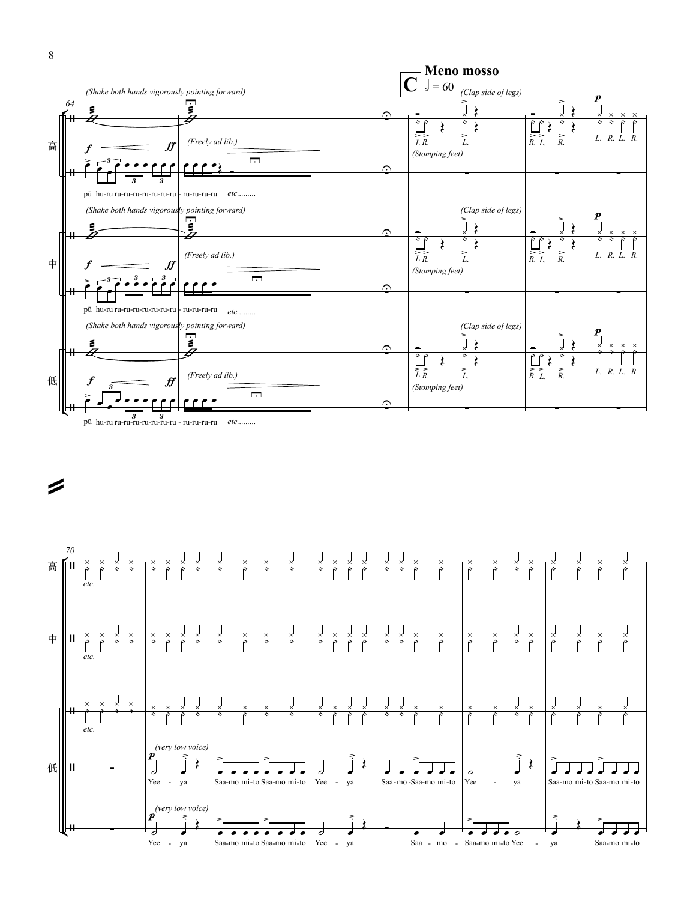**C** **Meno mosso** 𝅗𝅥 = 60

64

高

*(Shake both hands vigorously pointing forward)*

*f* — *ff* *(Freely ad lib.)*

pū hu-ru ru-ru-ru-ru-ru-ru-ru - ru-ru-ru-ru *etc.........*

*(Clap side of legs)*

*(Stomping feet)*

L.R. L. R. L. R. L. R. L. R.

*p*

中

*(Shake both hands vigorously pointing forward)*

*f* — *ff* *(Freely ad lib.)*

pū hu-ru ru-ru-ru-ru-ru-ru-ru - ru-ru-ru-ru *etc.........*

*(Clap side of legs)*

*(Stomping feet)*

L.R. L. R. L. R. L. R. L. R.

*p*

低

*(Shake both hands vigorously pointing forward)*

*f* — *ff* *(Freely ad lib.)*

pū hu-ru ru-ru-ru-ru-ru-ru-ru - ru-ru-ru-ru *etc.........*

*(Clap side of legs)*

*(Stomping feet)*

L.R. L. R. L. R. L. R. L. R.

*p*

70

高 *etc.*

中 *etc.*

低 *etc.*

*p* *(very low voice)*

Yee - ya Saa-mo mi-to Saa-mo mi-to Yee - ya Saa-mo -Saa-mo mi-to Yee - ya Saa-mo mi-to Saa-mo mi-to

*p* *(very low voice)*

Yee - ya Saa-mo mi-to Saa-mo mi-to Yee - ya Saa - mo - Saa-mo mi-to Yee - ya Saa-mo mi-to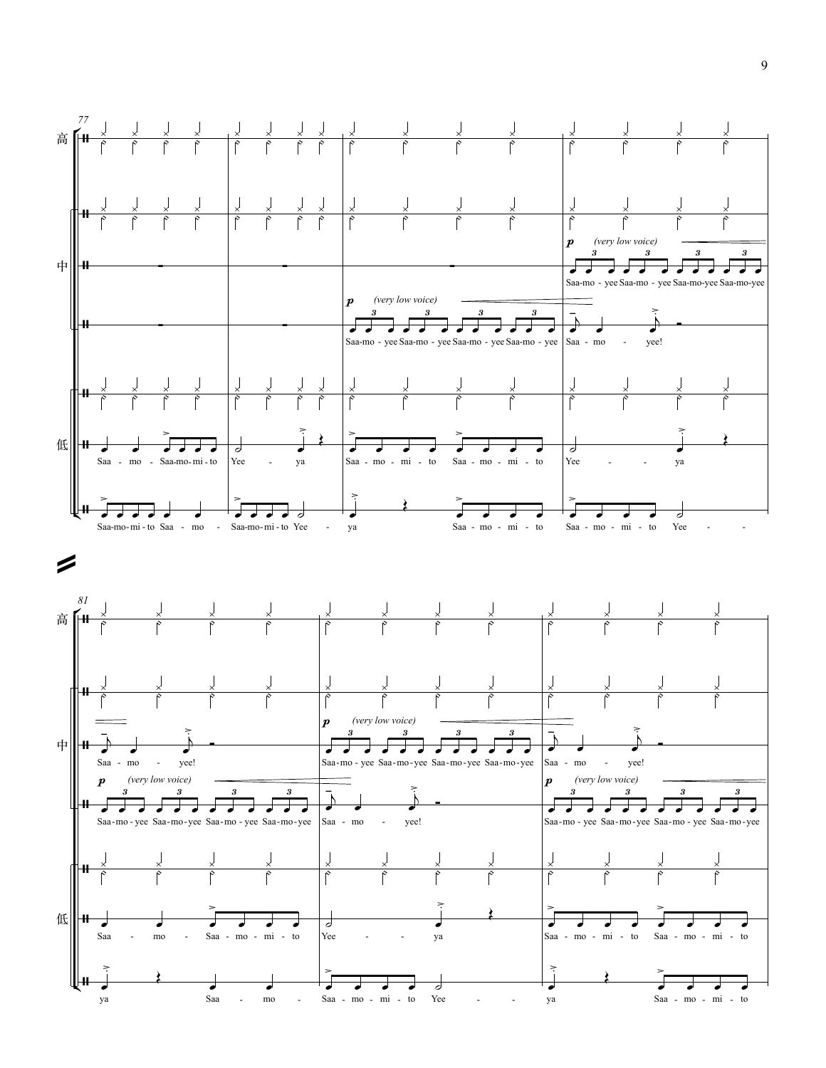77

高

中

*p* *(very low voice)*

Saa-mo - yee Saa-mo - yee Saa-mo-yee Saa-mo-yee

*p* *(very low voice)*

Saa-mo - yee Saa-mo - yee Saa-mo - yee Saa-mo - yee | Saa - mo - yee!

低

Saa - mo - Saa-mo-mi-to | Yee - ya | Saa - mo - mi - to Saa - mo - mi - to | Yee - - ya

Saa-mo-mi-to Saa - mo - Saa-mo-mi-to Yee - ya | Saa - mo - mi - to | Saa - mo - mi - to Yee - -

81

高

中

Saa - mo - yee! | *p* *(very low voice)* Saa-mo - yee Saa-mo-yee Saa-mo-yee Saa-mo-yee | Saa - mo - yee!

*p* *(very low voice)* Saa-mo - yee Saa-mo-yee Saa-mo - yee Saa-mo-yee | Saa - mo - yee! | *p* *(very low voice)* Saa-mo - yee Saa-mo-yee Saa-mo - yee Saa-mo-yee

低

Saa - mo - Saa - mo - mi - to | Yee - - ya | Saa - mo - mi - to Saa - mo - mi - to

ya Saa - mo - | Saa - mo - mi - to Yee - - | ya Saa - mo - mi - to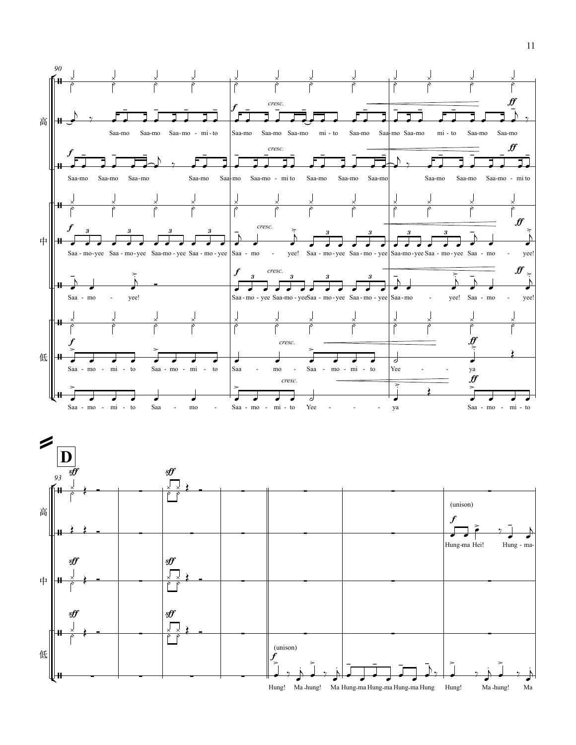90

高

Saa-mo Saa-mo Saa-mo - mi - to | Saa-mo Saa-mo Saa-mo mi - to Saa-mo Saa-mo Saa-mo mi - to Saa-mo Saa-mo

Saa-mo Saa-mo Saa-mo Saa-mo Saa-mo Saa-mo - mi to Saa-mo Saa-mo Saa-mo Saa-mo Saa-mo Saa-mo - mi to

中

Saa - mo-yee Saa - mo-yee Saa-mo - yee Saa - mo - yee | Saa - mo - yee! Saa - mo-yee Saa - mo - yee | Saa-mo-yee Saa - mo-yee Saa - mo - yee!

Saa - mo - yee! | Saa - mo - yee Saa-mo - yee Saa - mo-yee Saa - mo - yee | Saa-mo - yee! Saa - mo - yee!

低

Saa - mo - mi - to Saa - mo - mi - to | Saa - mo - Saa - mo - mi - to | Yee - - ya

Saa - mo - mi - to Saa - mo - | Saa - mo - mi - to Yee - - - | ya Saa - mo - mi - to

**D**

93

高

(unison)

Hung-ma Hei! Hung - ma-

中

低

(unison)

Hung! Ma -hung! Ma Hung-ma Hung-ma Hung-ma Hung Hung! Ma -hung! Ma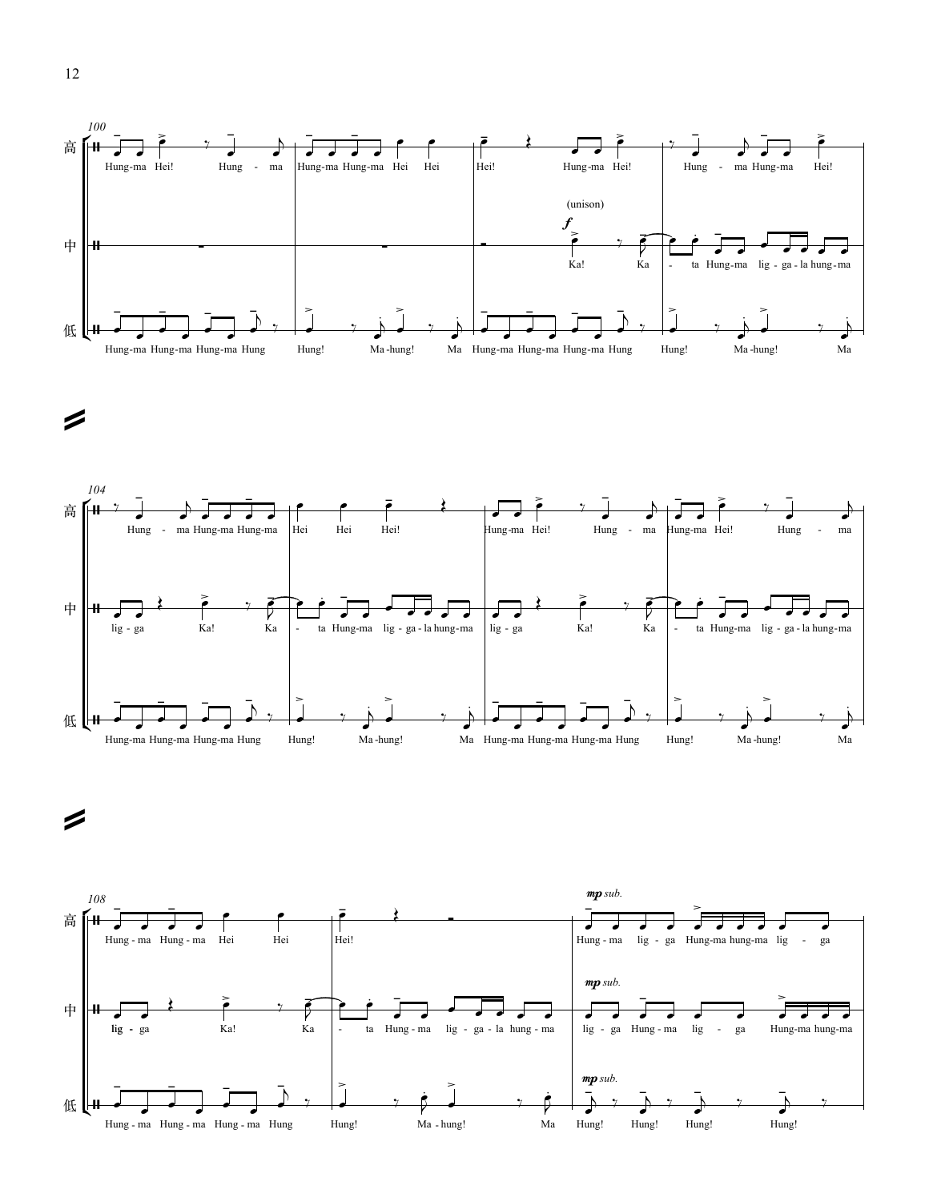100

高: Hung-ma Hei! Hung - ma Hung-ma Hung-ma Hei Hei Hei! Hung-ma Hei! Hung - ma Hung-ma Hei!

中: (unison) *f* Ka! Ka - ta Hung-ma lig - ga - la hung-ma

低: Hung-ma Hung-ma Hung-ma Hung Hung! Ma-hung! Ma Hung-ma Hung-ma Hung-ma Hung Hung! Ma-hung! Ma

104

高: Hung - ma Hung-ma Hung-ma Hei Hei Hei! Hung-ma Hei! Hung - ma Hung-ma Hei! Hung - ma

中: lig - ga Ka! Ka - ta Hung-ma lig - ga - la hung-ma lig - ga Ka! Ka - ta Hung-ma lig - ga - la hung-ma

低: Hung-ma Hung-ma Hung-ma Hung Hung! Ma-hung! Ma Hung-ma Hung-ma Hung-ma Hung Hung! Ma-hung! Ma

108

高: Hung - ma Hung - ma Hei Hei Hei! *mp sub.* Hung - ma lig - ga Hung-ma hung-ma lig - ga

中: lig - ga Ka! Ka - ta Hung - ma lig - ga - la hung - ma *mp sub.* lig - ga Hung - ma lig - ga Hung-ma hung-ma

低: Hung - ma Hung - ma Hung - ma Hung Hung! Ma - hung! Ma *mp sub.* Hung! Hung! Hung! Hung!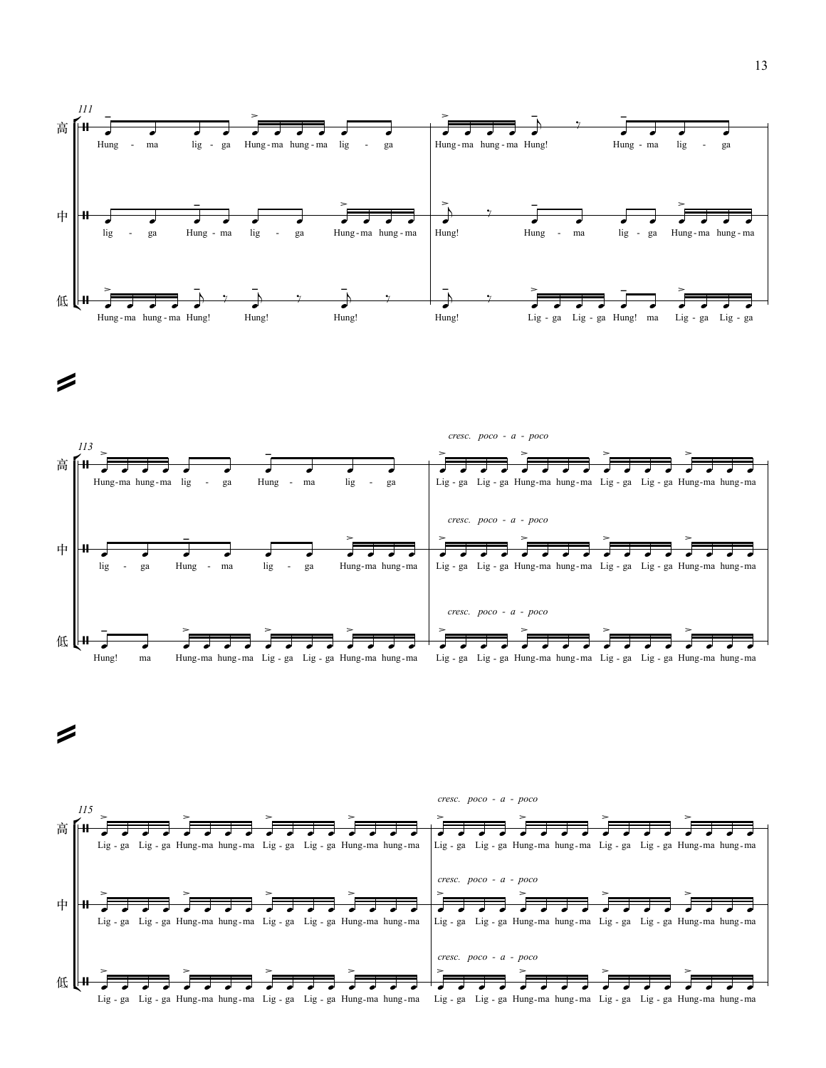**111**

高: Hung - ma lig - ga Hung-ma hung-ma lig - ga | Hung-ma hung-ma Hung! Hung - ma lig - ga

中: lig - ga Hung - ma lig - ga Hung-ma hung-ma | Hung! Hung - ma lig - ga Hung-ma hung-ma

低: Hung-ma hung-ma Hung! Hung! Hung! | Hung! Lig - ga Lig - ga Hung! ma Lig - ga Lig - ga

**113**

高: Hung-ma hung-ma lig - ga Hung - ma lig - ga | *cresc. poco - a - poco* Lig - ga Lig - ga Hung-ma hung-ma Lig - ga Lig - ga Hung-ma hung-ma

中: lig - ga Hung - ma lig - ga Hung-ma hung-ma | *cresc. poco - a - poco* Lig - ga Lig - ga Hung-ma hung-ma Lig - ga Lig - ga Hung-ma hung-ma

低: Hung! ma Hung-ma hung-ma Lig - ga Lig - ga Hung-ma hung-ma | *cresc. poco - a - poco* Lig - ga Lig - ga Hung-ma hung-ma Lig - ga Lig - ga Hung-ma hung-ma

**115**

高: Lig - ga Lig - ga Hung-ma hung-ma Lig - ga Lig - ga Hung-ma hung-ma | *cresc. poco - a - poco* Lig - ga Lig - ga Hung-ma hung-ma Lig - ga Lig - ga Hung-ma hung-ma

中: Lig - ga Lig - ga Hung-ma hung-ma Lig - ga Lig - ga Hung-ma hung-ma | *cresc. poco - a - poco* Lig - ga Lig - ga Hung-ma hung-ma Lig - ga Lig - ga Hung-ma hung-ma

低: Lig - ga Lig - ga Hung-ma hung-ma Lig - ga Lig - ga Hung-ma hung-ma | *cresc. poco - a - poco* Lig - ga Lig - ga Hung-ma hung-ma Lig - ga Lig - ga Hung-ma hung-ma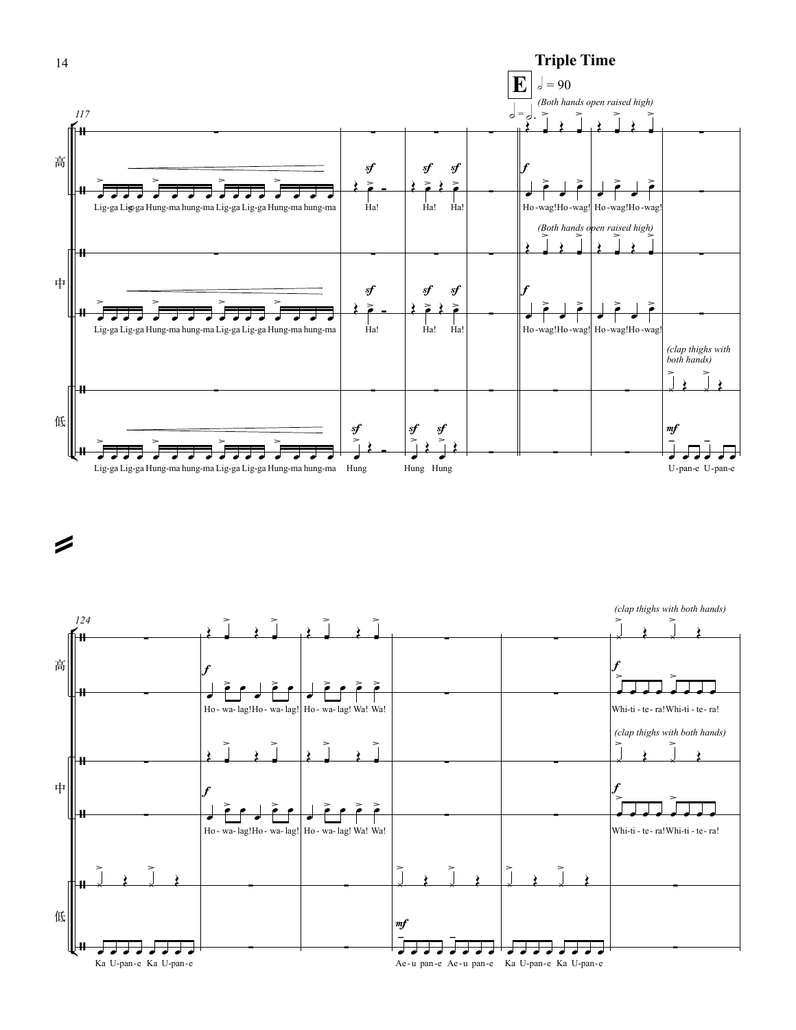**Triple Time**

**E** 𝅗𝅥 = 90

𝅗𝅥 = 𝅗𝅥.

*(Both hands open raised high)*

117

高

Lig-ga Lig-ga Hung-ma hung-ma Lig-ga Lig-ga Hung-ma hung-ma

Ha!

Ha! Ha!

Ho-wag! Ho-wag! Ho-wag! Ho-wag!

*(Both hands open raised high)*

中

Lig-ga Lig-ga Hung-ma hung-ma Lig-ga Lig-ga Hung-ma hung-ma

Ha!

Ha! Ha!

Ho-wag! Ho-wag! Ho-wag! Ho-wag!

*(clap thighs with both hands)*

低

Lig-ga Lig-ga Hung-ma hung-ma Lig-ga Lig-ga Hung-ma hung-ma

Hung

Hung Hung

U-pan-e U-pan-e

124

*(clap thighs with both hands)*

高

Ho - wa- lag! Ho - wa- lag! Ho - wa- lag! Wa! Wa!

Whi-ti - te - ra! Whi-ti - te- ra!

*(clap thighs with both hands)*

中

Ho - wa- lag! Ho - wa- lag! Ho - wa- lag! Wa! Wa!

Whi-ti - te - ra! Whi-ti - te- ra!

低

Ka U-pan-e Ka U-pan-e

Ae-u pan-e Ae-u pan-e Ka U-pan-e Ka U-pan-e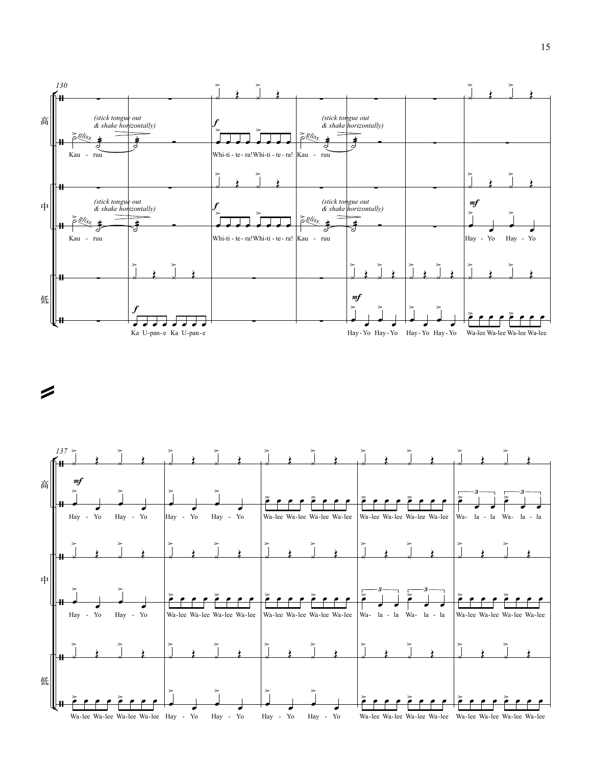130

高

*(stick tongue out & shake horizontally)*

*gliss.*

Kau - ruu

***f***

Whi-ti - te - ra! Whi-ti - te - ra!

*(stick tongue out & shake horizontally)*

*gliss.*

Kau - ruu

中

*(stick tongue out & shake horizontally)*

*gliss.*

Kau - ruu

***f***

Whi-ti - te - ra! Whi-ti - te - ra!

*(stick tongue out & shake horizontally)*

*gliss.*

Kau - ruu

***mf***

Hay - Yo Hay - Yo

低

***f***

Ka U-pan-e Ka U-pan-e

***mf***

Hay - Yo Hay - Yo Hay - Yo Hay - Yo Wa-lee Wa-lee Wa-lee Wa-lee

137

高

***mf***

Hay - Yo Hay - Yo | Hay - Yo Hay - Yo | Wa-lee Wa-lee Wa-lee Wa-lee | Wa-lee Wa-lee Wa-lee Wa-lee | Wa- la - la Wa- la - la

中

Hay - Yo Hay - Yo | Wa-lee Wa-lee Wa-lee Wa-lee | Wa-lee Wa-lee Wa-lee Wa-lee | Wa- la - la Wa- la - la | Wa-lee Wa-lee Wa-lee Wa-lee

低

Wa-lee Wa-lee Wa-lee Wa-lee | Hay - Yo Hay - Yo | Hay - Yo Hay - Yo | Wa-lee Wa-lee Wa-lee Wa-lee | Wa-lee Wa-lee Wa-lee Wa-lee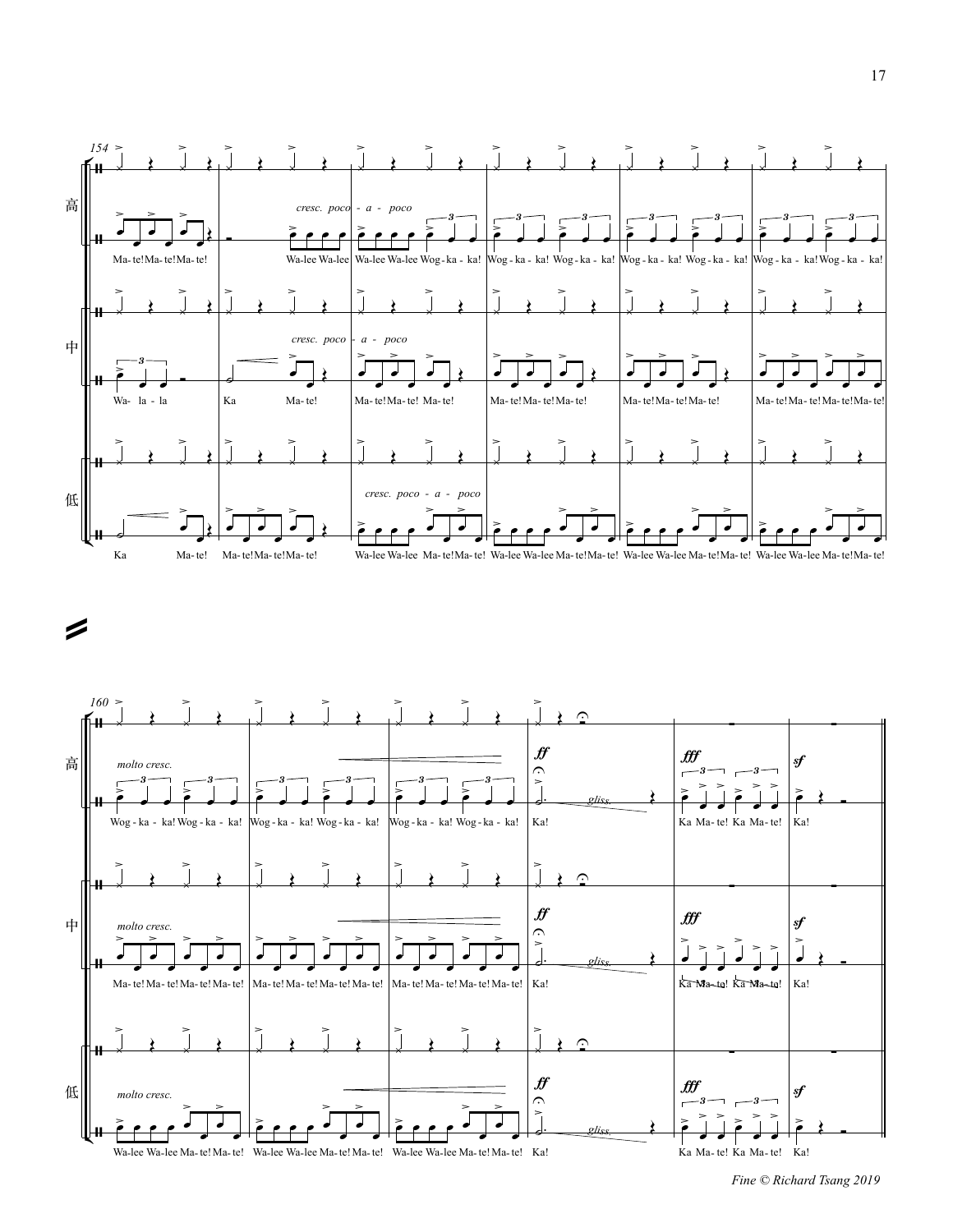*Fine © Richard Tsang 2019*